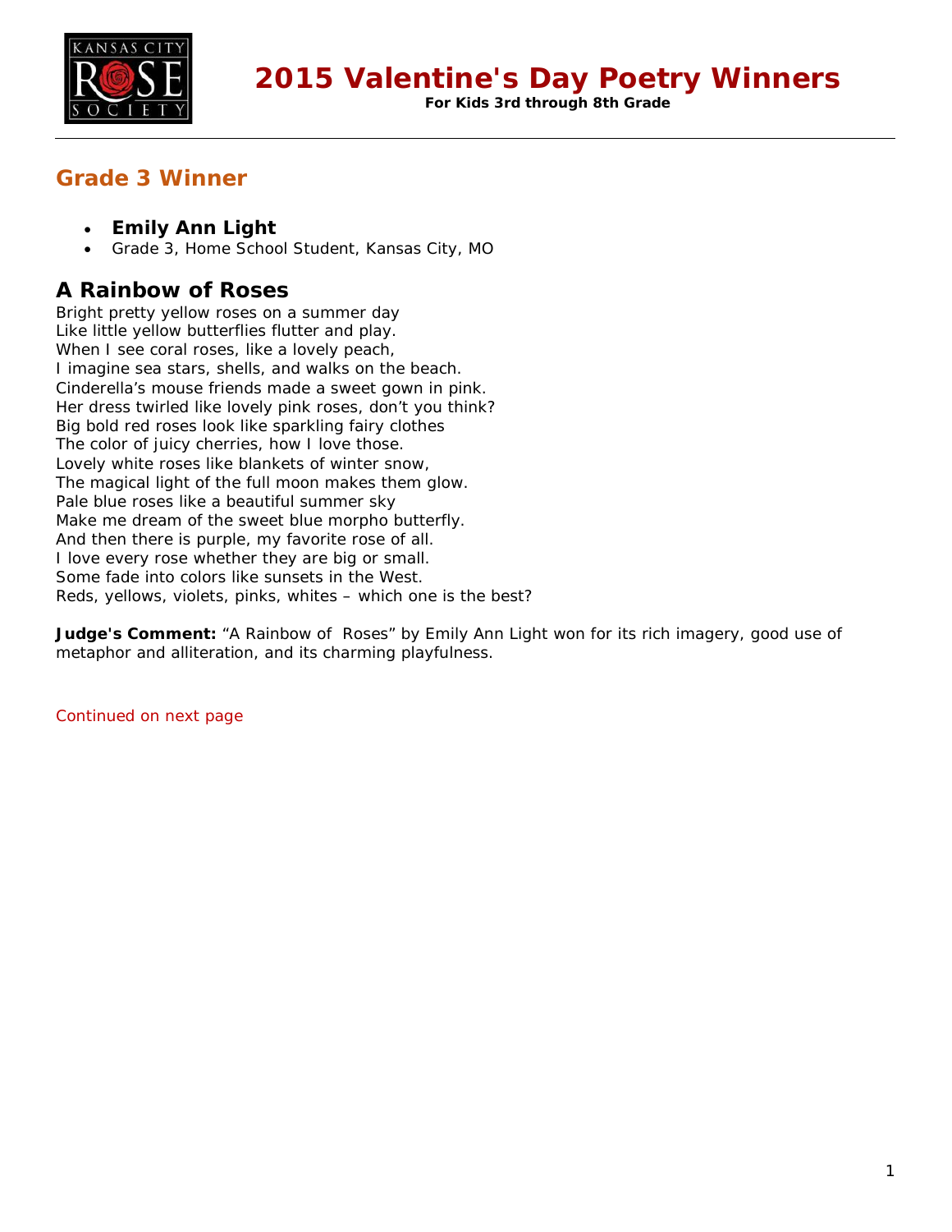# 2015 Valentine's Day Poetry Winners

**For Kids 3rd through 8th Grade**

## Grade 3 Winner

- **Emily Ann Light**
- Grade 3, Home School Student, Kansas City, MO

## A Rainbow of Roses

Bright pretty yellow roses on a summer day
Like little yellow butterflies flutter and play.
When I see coral roses, like a lovely peach,
I imagine sea stars, shells, and walks on the beach.
Cinderella's mouse friends made a sweet gown in pink.
Her dress twirled like lovely pink roses, don't you think?
Big bold red roses look like sparkling fairy clothes
The color of juicy cherries, how I love those.
Lovely white roses like blankets of winter snow,
The magical light of the full moon makes them glow.
Pale blue roses like a beautiful summer sky
Make me dream of the sweet blue morpho butterfly.
And then there is purple, my favorite rose of all.
I love every rose whether they are big or small.
Some fade into colors like sunsets in the West.
Reds, yellows, violets, pinks, whites – which one is the best?

**Judge's Comment:** "A Rainbow of Roses" by Emily Ann Light won for its rich imagery, good use of metaphor and alliteration, and its charming playfulness.

Continued on next page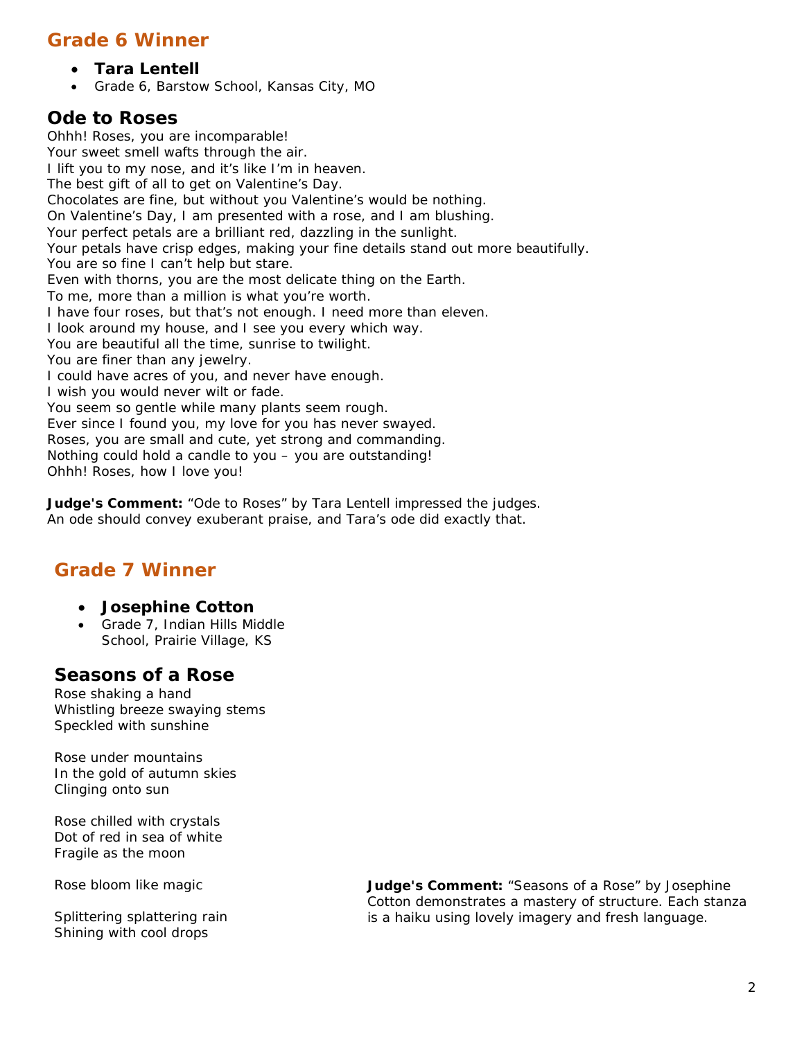## Grade 6 Winner

- **Tara Lentell**
- Grade 6, Barstow School, Kansas City, MO

### Ode to Roses

Ohhh! Roses, you are incomparable!
Your sweet smell wafts through the air.
I lift you to my nose, and it's like I'm in heaven.
The best gift of all to get on Valentine's Day.
Chocolates are fine, but without you Valentine's would be nothing.
On Valentine's Day, I am presented with a rose, and I am blushing.
Your perfect petals are a brilliant red, dazzling in the sunlight.
Your petals have crisp edges, making your fine details stand out more beautifully.
You are so fine I can't help but stare.
Even with thorns, you are the most delicate thing on the Earth.
To me, more than a million is what you're worth.
I have four roses, but that's not enough. I need more than eleven.
I look around my house, and I see you every which way.
You are beautiful all the time, sunrise to twilight.
You are finer than any jewelry.
I could have acres of you, and never have enough.
I wish you would never wilt or fade.
You seem so gentle while many plants seem rough.
Ever since I found you, my love for you has never swayed.
Roses, you are small and cute, yet strong and commanding.
Nothing could hold a candle to you – you are outstanding!
Ohhh! Roses, how I love you!

**Judge's Comment:** "Ode to Roses" by Tara Lentell impressed the judges. An ode should convey exuberant praise, and Tara's ode did exactly that.

## Grade 7 Winner

- **Josephine Cotton**
- Grade 7, Indian Hills Middle School, Prairie Village, KS

### Seasons of a Rose

Rose shaking a hand
Whistling breeze swaying stems
Speckled with sunshine

Rose under mountains
In the gold of autumn skies
Clinging onto sun

Rose chilled with crystals
Dot of red in sea of white
Fragile as the moon

Rose bloom like magic

Splittering splattering rain
Shining with cool drops

**Judge's Comment:** "Seasons of a Rose" by Josephine Cotton demonstrates a mastery of structure. Each stanza is a haiku using lovely imagery and fresh language.